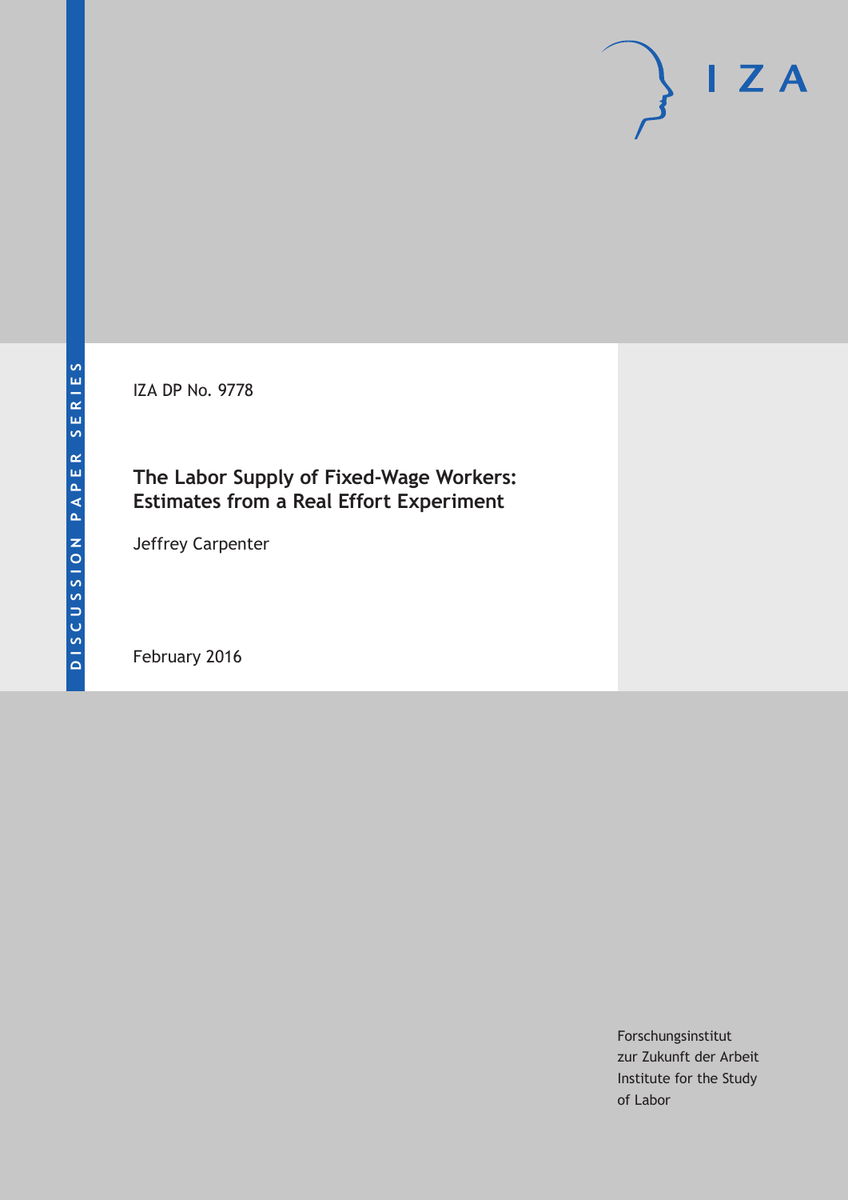DISCUSSION PAPER SERIES

IZA DP No. 9778

# The Labor Supply of Fixed-Wage Workers: Estimates from a Real Effort Experiment

Jeffrey Carpenter

February 2016

Forschungsinstitut
zur Zukunft der Arbeit
Institute for the Study
of Labor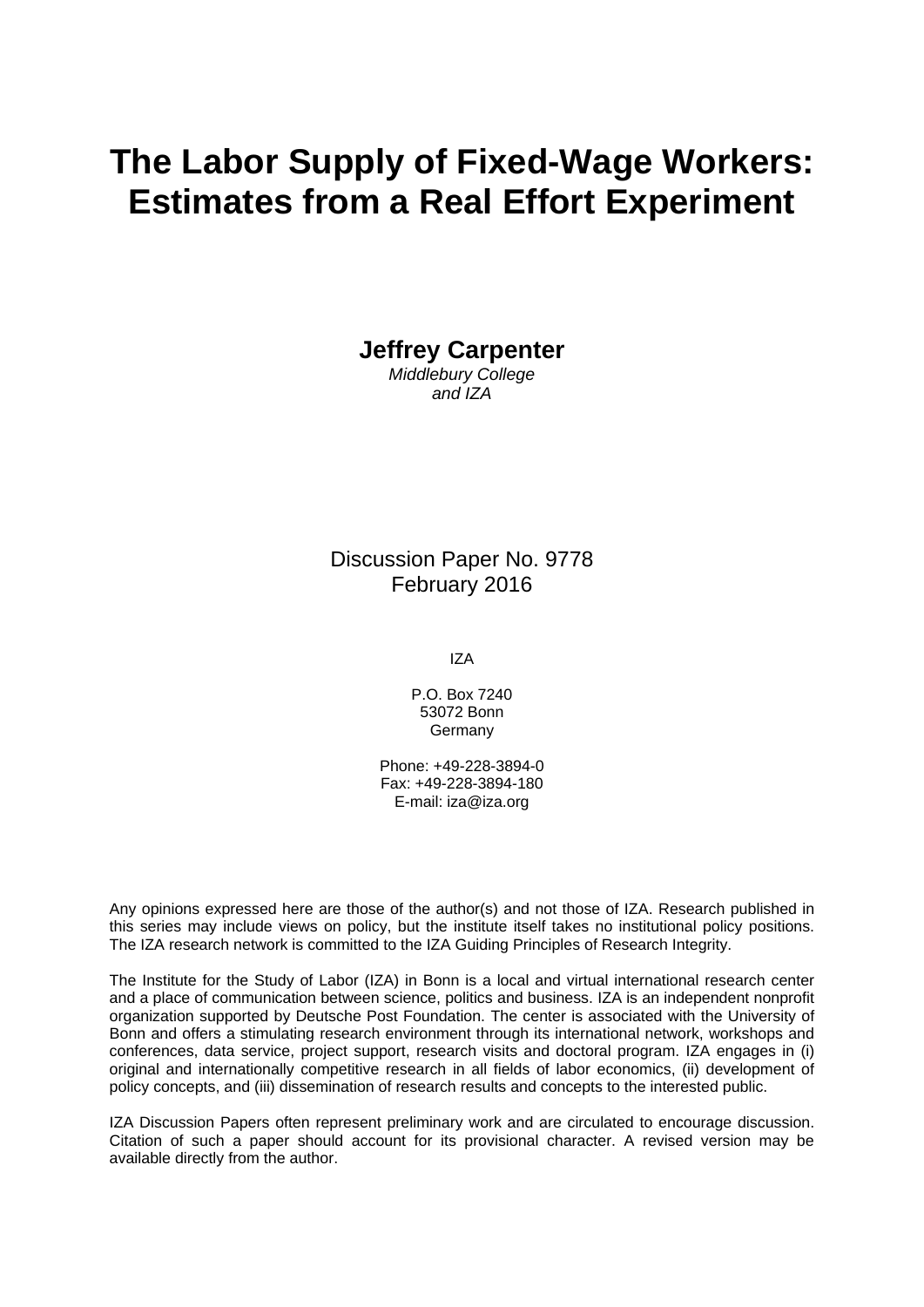# The Labor Supply of Fixed-Wage Workers: Estimates from a Real Effort Experiment

**Jeffrey Carpenter**
*Middlebury College*
*and IZA*

Discussion Paper No. 9778
February 2016

IZA

P.O. Box 7240
53072 Bonn
Germany

Phone: +49-228-3894-0
Fax: +49-228-3894-180
E-mail: iza@iza.org

Any opinions expressed here are those of the author(s) and not those of IZA. Research published in this series may include views on policy, but the institute itself takes no institutional policy positions. The IZA research network is committed to the IZA Guiding Principles of Research Integrity.

The Institute for the Study of Labor (IZA) in Bonn is a local and virtual international research center and a place of communication between science, politics and business. IZA is an independent nonprofit organization supported by Deutsche Post Foundation. The center is associated with the University of Bonn and offers a stimulating research environment through its international network, workshops and conferences, data service, project support, research visits and doctoral program. IZA engages in (i) original and internationally competitive research in all fields of labor economics, (ii) development of policy concepts, and (iii) dissemination of research results and concepts to the interested public.

IZA Discussion Papers often represent preliminary work and are circulated to encourage discussion. Citation of such a paper should account for its provisional character. A revised version may be available directly from the author.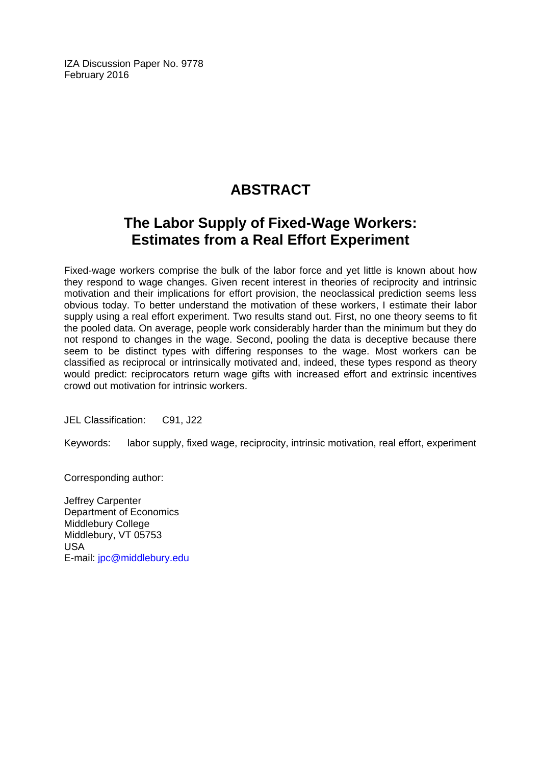IZA Discussion Paper No. 9778
February 2016

# ABSTRACT

## The Labor Supply of Fixed-Wage Workers: Estimates from a Real Effort Experiment

Fixed-wage workers comprise the bulk of the labor force and yet little is known about how they respond to wage changes. Given recent interest in theories of reciprocity and intrinsic motivation and their implications for effort provision, the neoclassical prediction seems less obvious today. To better understand the motivation of these workers, I estimate their labor supply using a real effort experiment. Two results stand out. First, no one theory seems to fit the pooled data. On average, people work considerably harder than the minimum but they do not respond to changes in the wage. Second, pooling the data is deceptive because there seem to be distinct types with differing responses to the wage. Most workers can be classified as reciprocal or intrinsically motivated and, indeed, these types respond as theory would predict: reciprocators return wage gifts with increased effort and extrinsic incentives crowd out motivation for intrinsic workers.

JEL Classification: C91, J22

Keywords: labor supply, fixed wage, reciprocity, intrinsic motivation, real effort, experiment

Corresponding author:

Jeffrey Carpenter
Department of Economics
Middlebury College
Middlebury, VT 05753
USA
E-mail: jpc@middlebury.edu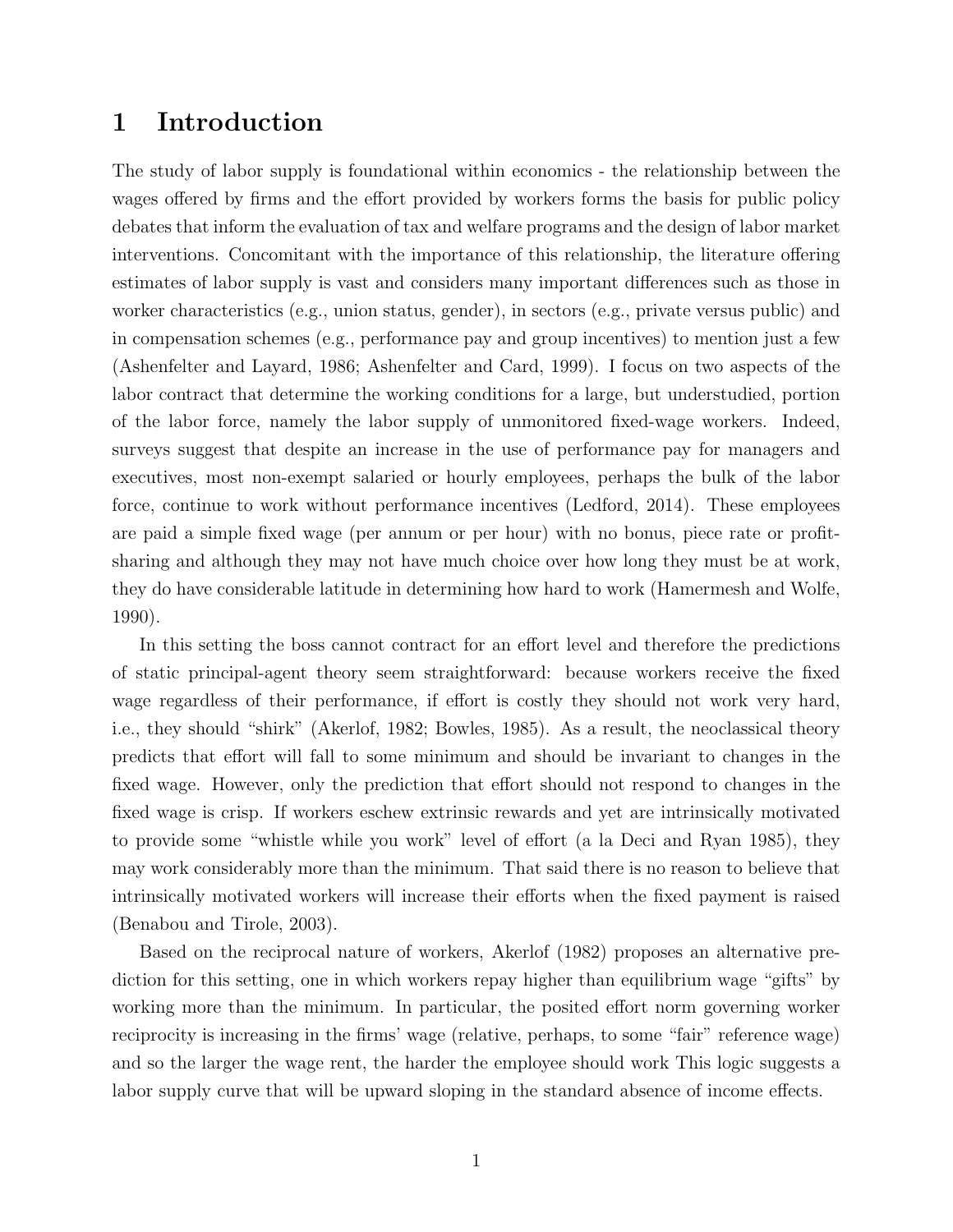# 1 Introduction

The study of labor supply is foundational within economics - the relationship between the wages offered by firms and the effort provided by workers forms the basis for public policy debates that inform the evaluation of tax and welfare programs and the design of labor market interventions. Concomitant with the importance of this relationship, the literature offering estimates of labor supply is vast and considers many important differences such as those in worker characteristics (e.g., union status, gender), in sectors (e.g., private versus public) and in compensation schemes (e.g., performance pay and group incentives) to mention just a few (Ashenfelter and Layard, 1986; Ashenfelter and Card, 1999). I focus on two aspects of the labor contract that determine the working conditions for a large, but understudied, portion of the labor force, namely the labor supply of unmonitored fixed-wage workers. Indeed, surveys suggest that despite an increase in the use of performance pay for managers and executives, most non-exempt salaried or hourly employees, perhaps the bulk of the labor force, continue to work without performance incentives (Ledford, 2014). These employees are paid a simple fixed wage (per annum or per hour) with no bonus, piece rate or profit-sharing and although they may not have much choice over how long they must be at work, they do have considerable latitude in determining how hard to work (Hamermesh and Wolfe, 1990).

In this setting the boss cannot contract for an effort level and therefore the predictions of static principal-agent theory seem straightforward: because workers receive the fixed wage regardless of their performance, if effort is costly they should not work very hard, i.e., they should "shirk" (Akerlof, 1982; Bowles, 1985). As a result, the neoclassical theory predicts that effort will fall to some minimum and should be invariant to changes in the fixed wage. However, only the prediction that effort should not respond to changes in the fixed wage is crisp. If workers eschew extrinsic rewards and yet are intrinsically motivated to provide some "whistle while you work" level of effort (a la Deci and Ryan 1985), they may work considerably more than the minimum. That said there is no reason to believe that intrinsically motivated workers will increase their efforts when the fixed payment is raised (Benabou and Tirole, 2003).

Based on the reciprocal nature of workers, Akerlof (1982) proposes an alternative prediction for this setting, one in which workers repay higher than equilibrium wage "gifts" by working more than the minimum. In particular, the posited effort norm governing worker reciprocity is increasing in the firms' wage (relative, perhaps, to some "fair" reference wage) and so the larger the wage rent, the harder the employee should work This logic suggests a labor supply curve that will be upward sloping in the standard absence of income effects.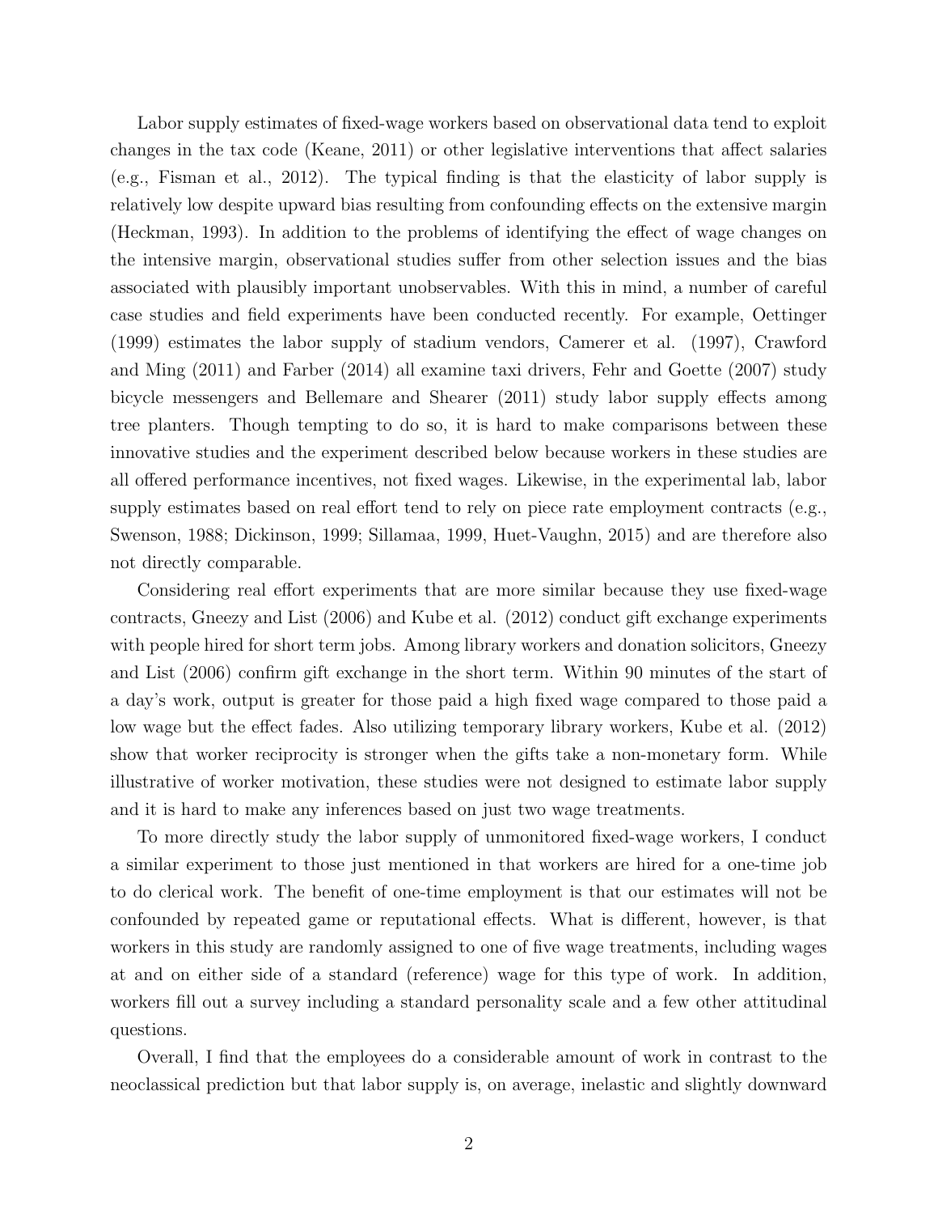Labor supply estimates of fixed-wage workers based on observational data tend to exploit changes in the tax code (Keane, 2011) or other legislative interventions that affect salaries (e.g., Fisman et al., 2012). The typical finding is that the elasticity of labor supply is relatively low despite upward bias resulting from confounding effects on the extensive margin (Heckman, 1993). In addition to the problems of identifying the effect of wage changes on the intensive margin, observational studies suffer from other selection issues and the bias associated with plausibly important unobservables. With this in mind, a number of careful case studies and field experiments have been conducted recently. For example, Oettinger (1999) estimates the labor supply of stadium vendors, Camerer et al. (1997), Crawford and Ming (2011) and Farber (2014) all examine taxi drivers, Fehr and Goette (2007) study bicycle messengers and Bellemare and Shearer (2011) study labor supply effects among tree planters. Though tempting to do so, it is hard to make comparisons between these innovative studies and the experiment described below because workers in these studies are all offered performance incentives, not fixed wages. Likewise, in the experimental lab, labor supply estimates based on real effort tend to rely on piece rate employment contracts (e.g., Swenson, 1988; Dickinson, 1999; Sillamaa, 1999, Huet-Vaughn, 2015) and are therefore also not directly comparable.

Considering real effort experiments that are more similar because they use fixed-wage contracts, Gneezy and List (2006) and Kube et al. (2012) conduct gift exchange experiments with people hired for short term jobs. Among library workers and donation solicitors, Gneezy and List (2006) confirm gift exchange in the short term. Within 90 minutes of the start of a day's work, output is greater for those paid a high fixed wage compared to those paid a low wage but the effect fades. Also utilizing temporary library workers, Kube et al. (2012) show that worker reciprocity is stronger when the gifts take a non-monetary form. While illustrative of worker motivation, these studies were not designed to estimate labor supply and it is hard to make any inferences based on just two wage treatments.

To more directly study the labor supply of unmonitored fixed-wage workers, I conduct a similar experiment to those just mentioned in that workers are hired for a one-time job to do clerical work. The benefit of one-time employment is that our estimates will not be confounded by repeated game or reputational effects. What is different, however, is that workers in this study are randomly assigned to one of five wage treatments, including wages at and on either side of a standard (reference) wage for this type of work. In addition, workers fill out a survey including a standard personality scale and a few other attitudinal questions.

Overall, I find that the employees do a considerable amount of work in contrast to the neoclassical prediction but that labor supply is, on average, inelastic and slightly downward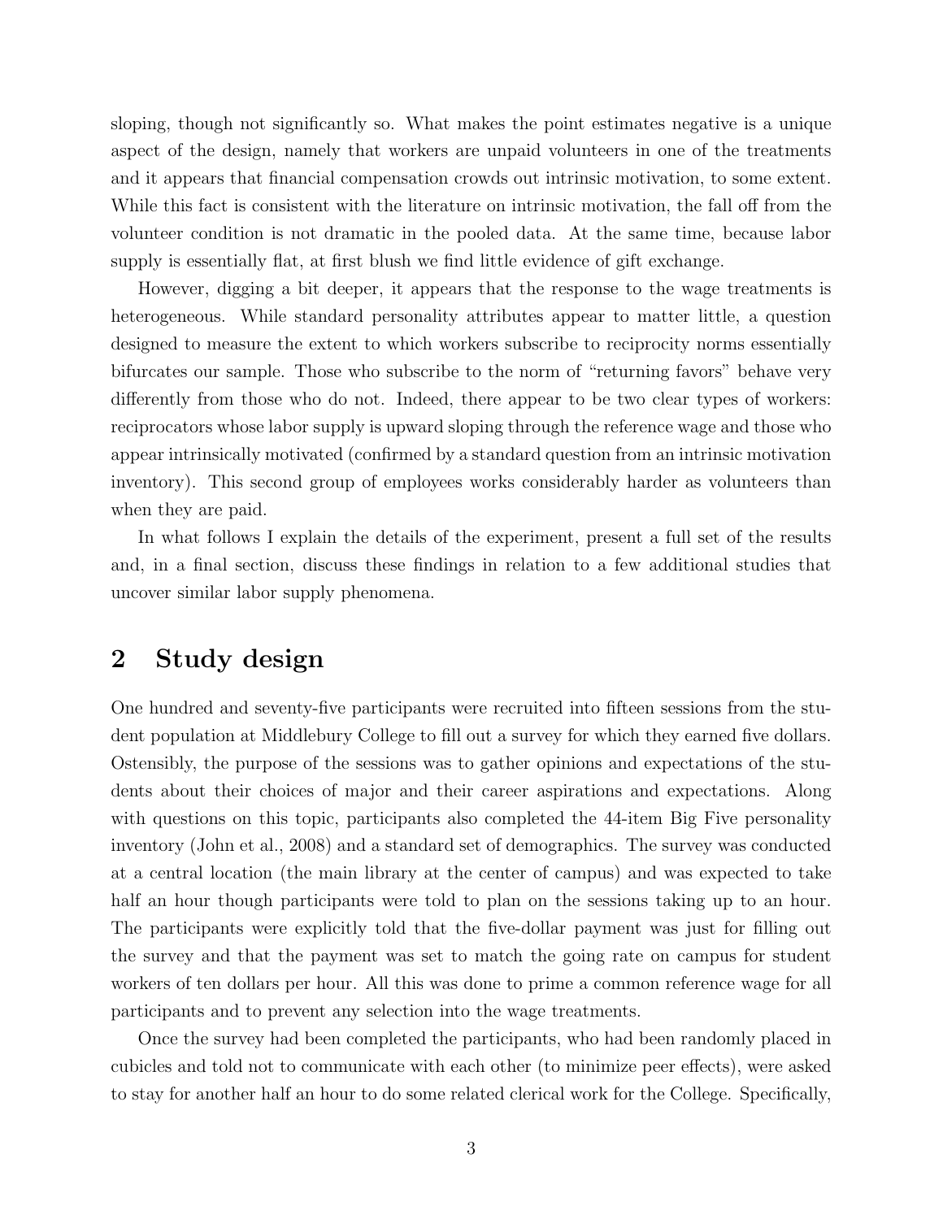sloping, though not significantly so. What makes the point estimates negative is a unique aspect of the design, namely that workers are unpaid volunteers in one of the treatments and it appears that financial compensation crowds out intrinsic motivation, to some extent. While this fact is consistent with the literature on intrinsic motivation, the fall off from the volunteer condition is not dramatic in the pooled data. At the same time, because labor supply is essentially flat, at first blush we find little evidence of gift exchange.

However, digging a bit deeper, it appears that the response to the wage treatments is heterogeneous. While standard personality attributes appear to matter little, a question designed to measure the extent to which workers subscribe to reciprocity norms essentially bifurcates our sample. Those who subscribe to the norm of "returning favors" behave very differently from those who do not. Indeed, there appear to be two clear types of workers: reciprocators whose labor supply is upward sloping through the reference wage and those who appear intrinsically motivated (confirmed by a standard question from an intrinsic motivation inventory). This second group of employees works considerably harder as volunteers than when they are paid.

In what follows I explain the details of the experiment, present a full set of the results and, in a final section, discuss these findings in relation to a few additional studies that uncover similar labor supply phenomena.

## 2 Study design

One hundred and seventy-five participants were recruited into fifteen sessions from the student population at Middlebury College to fill out a survey for which they earned five dollars. Ostensibly, the purpose of the sessions was to gather opinions and expectations of the students about their choices of major and their career aspirations and expectations. Along with questions on this topic, participants also completed the 44-item Big Five personality inventory (John et al., 2008) and a standard set of demographics. The survey was conducted at a central location (the main library at the center of campus) and was expected to take half an hour though participants were told to plan on the sessions taking up to an hour. The participants were explicitly told that the five-dollar payment was just for filling out the survey and that the payment was set to match the going rate on campus for student workers of ten dollars per hour. All this was done to prime a common reference wage for all participants and to prevent any selection into the wage treatments.

Once the survey had been completed the participants, who had been randomly placed in cubicles and told not to communicate with each other (to minimize peer effects), were asked to stay for another half an hour to do some related clerical work for the College. Specifically,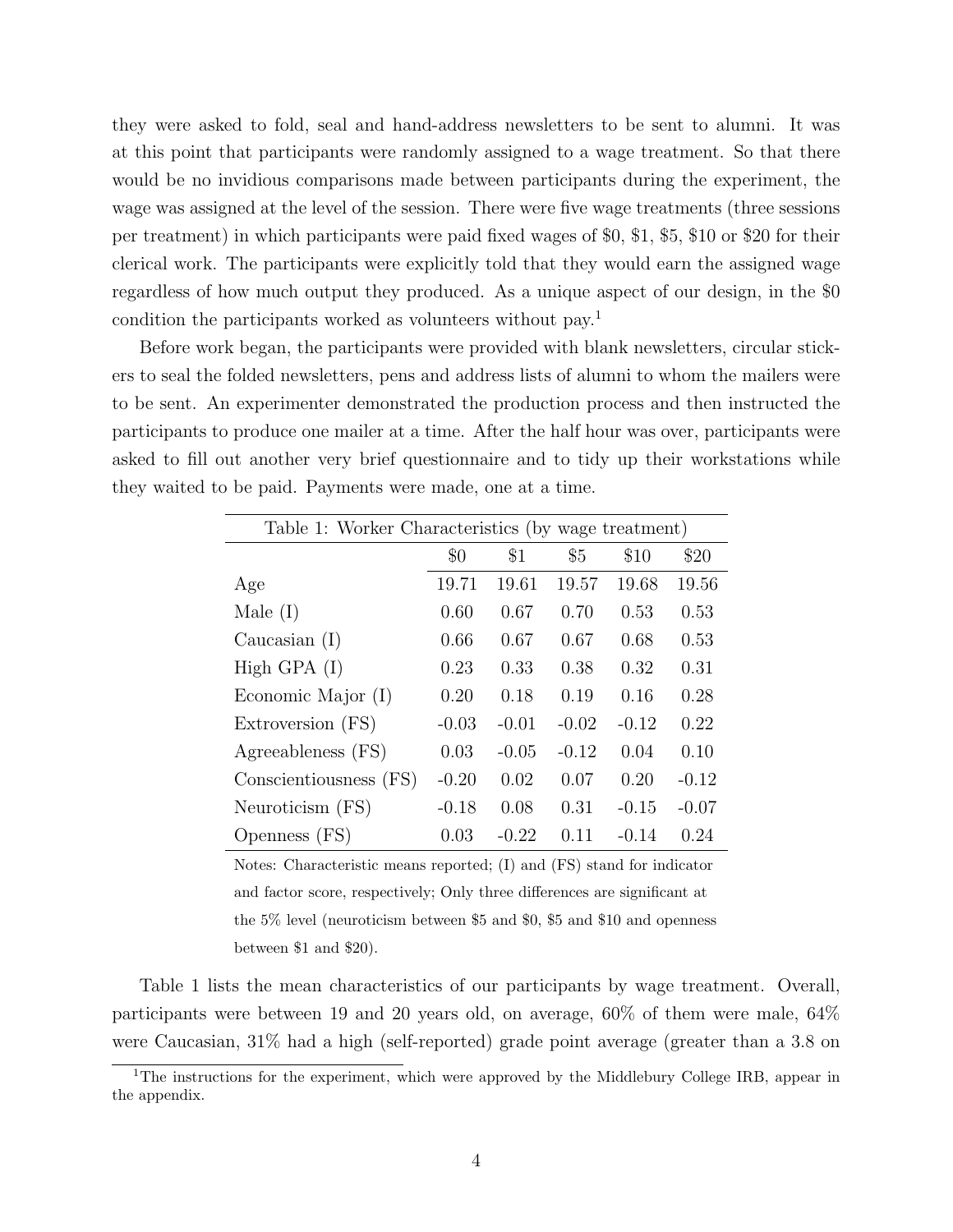they were asked to fold, seal and hand-address newsletters to be sent to alumni. It was at this point that participants were randomly assigned to a wage treatment. So that there would be no invidious comparisons made between participants during the experiment, the wage was assigned at the level of the session. There were five wage treatments (three sessions per treatment) in which participants were paid fixed wages of $0, $1, $5, $10 or $20 for their clerical work. The participants were explicitly told that they would earn the assigned wage regardless of how much output they produced. As a unique aspect of our design, in the $0 condition the participants worked as volunteers without pay.[1]

Before work began, the participants were provided with blank newsletters, circular stickers to seal the folded newsletters, pens and address lists of alumni to whom the mailers were to be sent. An experimenter demonstrated the production process and then instructed the participants to produce one mailer at a time. After the half hour was over, participants were asked to fill out another very brief questionnaire and to tidy up their workstations while they waited to be paid. Payments were made, one at a time.

Table 1: Worker Characteristics (by wage treatment)

| | $0 | $1 | $5 | $10 | $20 |
|---|---|---|---|---|---|
| Age | 19.71 | 19.61 | 19.57 | 19.68 | 19.56 |
| Male (I) | 0.60 | 0.67 | 0.70 | 0.53 | 0.53 |
| Caucasian (I) | 0.66 | 0.67 | 0.67 | 0.68 | 0.53 |
| High GPA (I) | 0.23 | 0.33 | 0.38 | 0.32 | 0.31 |
| Economic Major (I) | 0.20 | 0.18 | 0.19 | 0.16 | 0.28 |
| Extroversion (FS) | -0.03 | -0.01 | -0.02 | -0.12 | 0.22 |
| Agreeableness (FS) | 0.03 | -0.05 | -0.12 | 0.04 | 0.10 |
| Conscientiousness (FS) | -0.20 | 0.02 | 0.07 | 0.20 | -0.12 |
| Neuroticism (FS) | -0.18 | 0.08 | 0.31 | -0.15 | -0.07 |
| Openness (FS) | 0.03 | -0.22 | 0.11 | -0.14 | 0.24 |

Notes: Characteristic means reported; (I) and (FS) stand for indicator and factor score, respectively; Only three differences are significant at the 5% level (neuroticism between $5 and $0, $5 and $10 and openness between $1 and $20).

Table 1 lists the mean characteristics of our participants by wage treatment. Overall, participants were between 19 and 20 years old, on average, 60% of them were male, 64% were Caucasian, 31% had a high (self-reported) grade point average (greater than a 3.8 on

[1] The instructions for the experiment, which were approved by the Middlebury College IRB, appear in the appendix.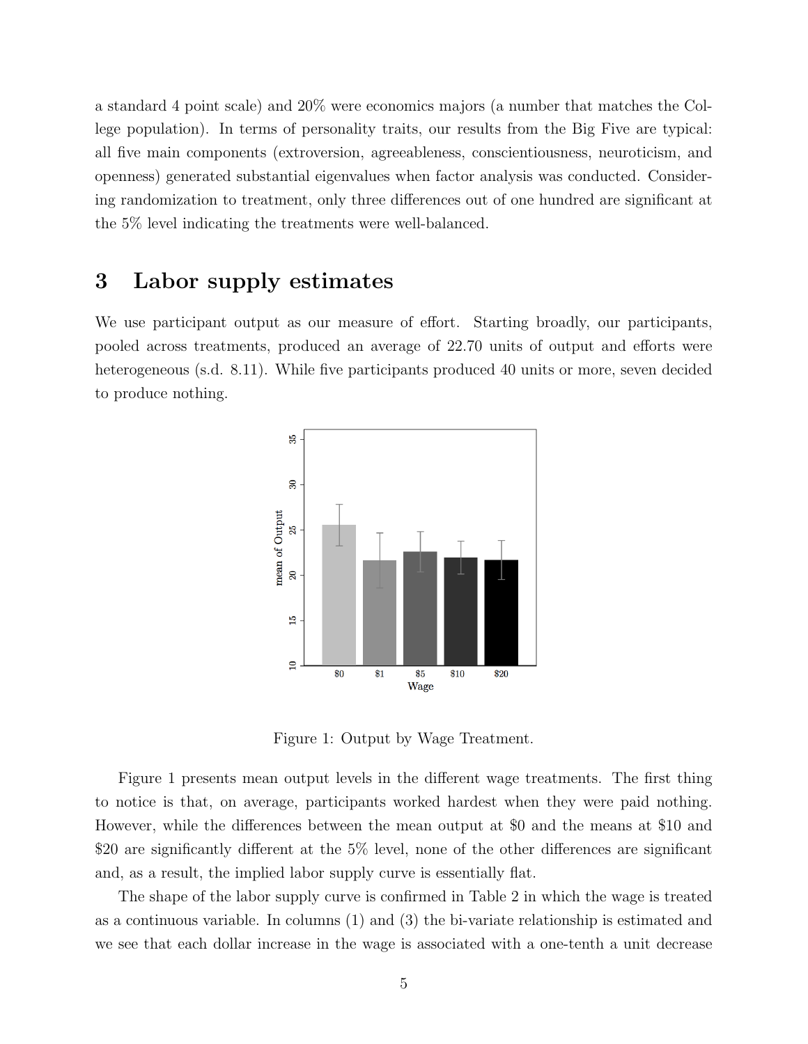a standard 4 point scale) and 20% were economics majors (a number that matches the College population). In terms of personality traits, our results from the Big Five are typical: all five main components (extroversion, agreeableness, conscientiousness, neuroticism, and openness) generated substantial eigenvalues when factor analysis was conducted. Considering randomization to treatment, only three differences out of one hundred are significant at the 5% level indicating the treatments were well-balanced.

## 3 Labor supply estimates

We use participant output as our measure of effort. Starting broadly, our participants, pooled across treatments, produced an average of 22.70 units of output and efforts were heterogeneous (s.d. 8.11). While five participants produced 40 units or more, seven decided to produce nothing.

Figure 1: Output by Wage Treatment.

Figure 1 presents mean output levels in the different wage treatments. The first thing to notice is that, on average, participants worked hardest when they were paid nothing. However, while the differences between the mean output at \$0 and the means at \$10 and \$20 are significantly different at the 5% level, none of the other differences are significant and, as a result, the implied labor supply curve is essentially flat.

The shape of the labor supply curve is confirmed in Table 2 in which the wage is treated as a continuous variable. In columns (1) and (3) the bi-variate relationship is estimated and we see that each dollar increase in the wage is associated with a one-tenth a unit decrease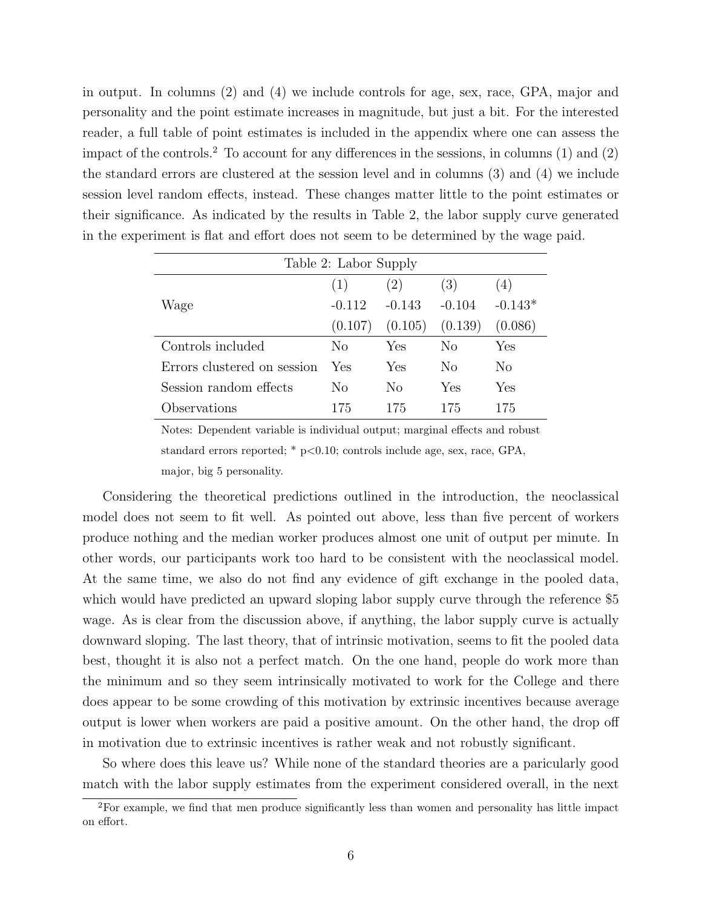in output. In columns (2) and (4) we include controls for age, sex, race, GPA, major and personality and the point estimate increases in magnitude, but just a bit. For the interested reader, a full table of point estimates is included in the appendix where one can assess the impact of the controls.[2] To account for any differences in the sessions, in columns (1) and (2) the standard errors are clustered at the session level and in columns (3) and (4) we include session level random effects, instead. These changes matter little to the point estimates or their significance. As indicated by the results in Table 2, the labor supply curve generated in the experiment is flat and effort does not seem to be determined by the wage paid.

Table 2: Labor Supply

| | (1) | (2) | (3) | (4) |
|---|---|---|---|---|
| Wage | -0.112 | -0.143 | -0.104 | -0.143* |
| | (0.107) | (0.105) | (0.139) | (0.086) |
| Controls included | No | Yes | No | Yes |
| Errors clustered on session | Yes | Yes | No | No |
| Session random effects | No | No | Yes | Yes |
| Observations | 175 | 175 | 175 | 175 |

Notes: Dependent variable is individual output; marginal effects and robust standard errors reported; * p<0.10; controls include age, sex, race, GPA, major, big 5 personality.

Considering the theoretical predictions outlined in the introduction, the neoclassical model does not seem to fit well. As pointed out above, less than five percent of workers produce nothing and the median worker produces almost one unit of output per minute. In other words, our participants work too hard to be consistent with the neoclassical model. At the same time, we also do not find any evidence of gift exchange in the pooled data, which would have predicted an upward sloping labor supply curve through the reference $5 wage. As is clear from the discussion above, if anything, the labor supply curve is actually downward sloping. The last theory, that of intrinsic motivation, seems to fit the pooled data best, thought it is also not a perfect match. On the one hand, people do work more than the minimum and so they seem intrinsically motivated to work for the College and there does appear to be some crowding of this motivation by extrinsic incentives because average output is lower when workers are paid a positive amount. On the other hand, the drop off in motivation due to extrinsic incentives is rather weak and not robustly significant.

So where does this leave us? While none of the standard theories are a paricularly good match with the labor supply estimates from the experiment considered overall, in the next

[2]For example, we find that men produce significantly less than women and personality has little impact on effort.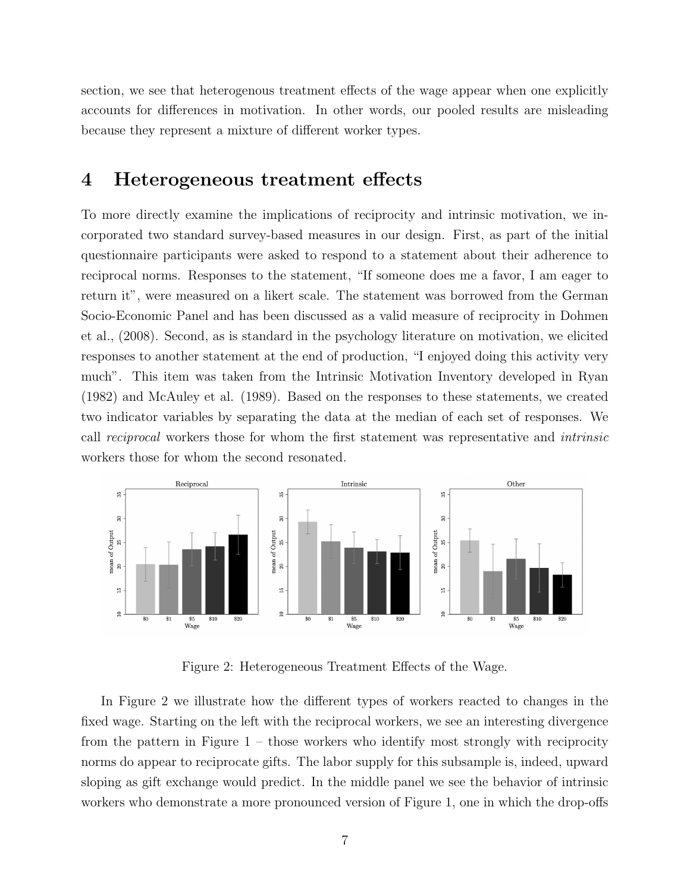section, we see that heterogenous treatment effects of the wage appear when one explicitly accounts for differences in motivation. In other words, our pooled results are misleading because they represent a mixture of different worker types.

# 4 Heterogeneous treatment effects

To more directly examine the implications of reciprocity and intrinsic motivation, we incorporated two standard survey-based measures in our design. First, as part of the initial questionnaire participants were asked to respond to a statement about their adherence to reciprocal norms. Responses to the statement, "If someone does me a favor, I am eager to return it", were measured on a likert scale. The statement was borrowed from the German Socio-Economic Panel and has been discussed as a valid measure of reciprocity in Dohmen et al., (2008). Second, as is standard in the psychology literature on motivation, we elicited responses to another statement at the end of production, "I enjoyed doing this activity very much". This item was taken from the Intrinsic Motivation Inventory developed in Ryan (1982) and McAuley et al. (1989). Based on the responses to these statements, we created two indicator variables by separating the data at the median of each set of responses. We call *reciprocal* workers those for whom the first statement was representative and *intrinsic* workers those for whom the second resonated.

Figure 2: Heterogeneous Treatment Effects of the Wage.

In Figure 2 we illustrate how the different types of workers reacted to changes in the fixed wage. Starting on the left with the reciprocal workers, we see an interesting divergence from the pattern in Figure 1 – those workers who identify most strongly with reciprocity norms do appear to reciprocate gifts. The labor supply for this subsample is, indeed, upward sloping as gift exchange would predict. In the middle panel we see the behavior of intrinsic workers who demonstrate a more pronounced version of Figure 1, one in which the drop-offs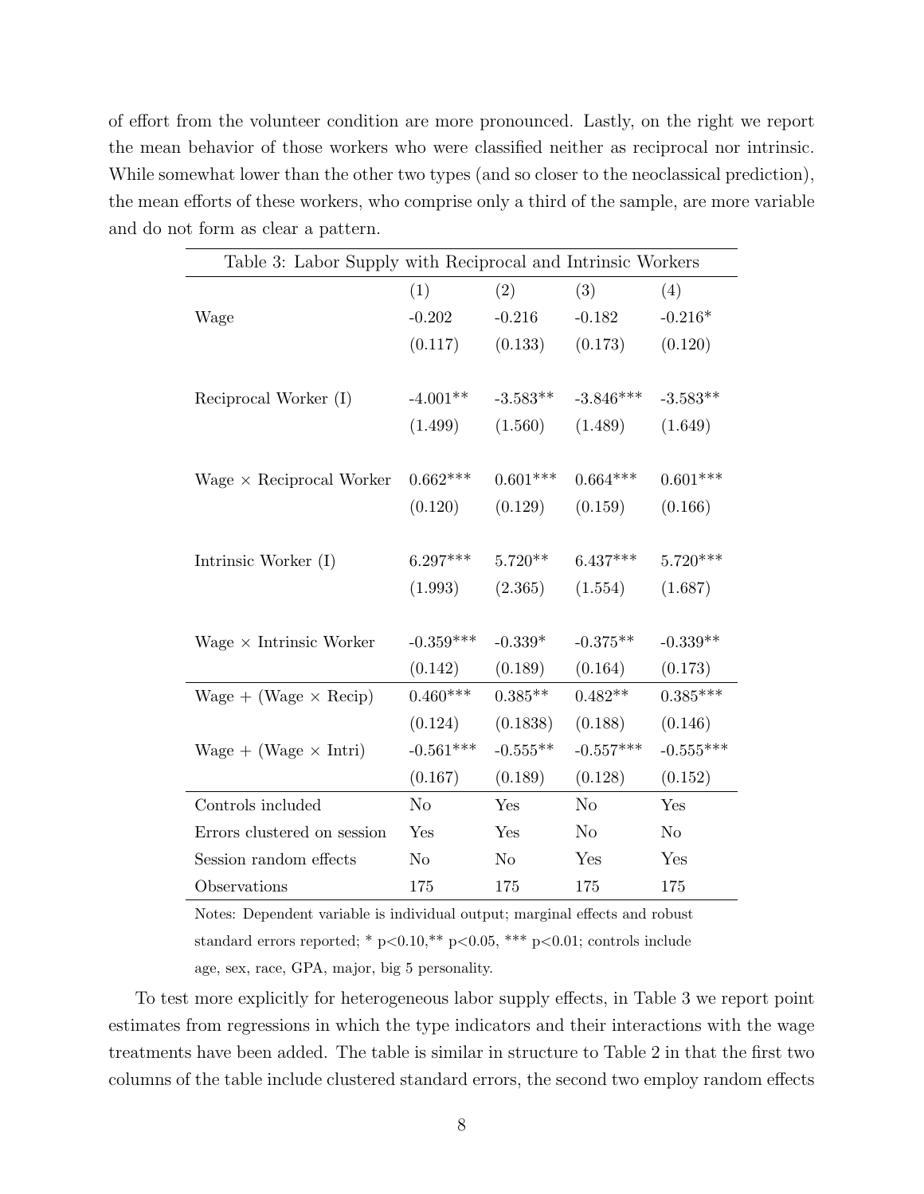of effort from the volunteer condition are more pronounced. Lastly, on the right we report the mean behavior of those workers who were classified neither as reciprocal nor intrinsic. While somewhat lower than the other two types (and so closer to the neoclassical prediction), the mean efforts of these workers, who comprise only a third of the sample, are more variable and do not form as clear a pattern.

Table 3: Labor Supply with Reciprocal and Intrinsic Workers

| | (1) | (2) | (3) | (4) |
|---|---|---|---|---|
| Wage | -0.202 | -0.216 | -0.182 | -0.216* |
| | (0.117) | (0.133) | (0.173) | (0.120) |
| Reciprocal Worker (I) | -4.001** | -3.583** | -3.846*** | -3.583** |
| | (1.499) | (1.560) | (1.489) | (1.649) |
| Wage × Reciprocal Worker | 0.662*** | 0.601*** | 0.664*** | 0.601*** |
| | (0.120) | (0.129) | (0.159) | (0.166) |
| Intrinsic Worker (I) | 6.297*** | 5.720** | 6.437*** | 5.720*** |
| | (1.993) | (2.365) | (1.554) | (1.687) |
| Wage × Intrinsic Worker | -0.359*** | -0.339* | -0.375** | -0.339** |
| | (0.142) | (0.189) | (0.164) | (0.173) |
| Wage + (Wage × Recip) | 0.460*** | 0.385** | 0.482** | 0.385*** |
| | (0.124) | (0.1838) | (0.188) | (0.146) |
| Wage + (Wage × Intri) | -0.561*** | -0.555** | -0.557*** | -0.555*** |
| | (0.167) | (0.189) | (0.128) | (0.152) |
| Controls included | No | Yes | No | Yes |
| Errors clustered on session | Yes | Yes | No | No |
| Session random effects | No | No | Yes | Yes |
| Observations | 175 | 175 | 175 | 175 |

Notes: Dependent variable is individual output; marginal effects and robust standard errors reported; * $p<0.10$,** $p<0.05$, *** $p<0.01$; controls include age, sex, race, GPA, major, big 5 personality.

To test more explicitly for heterogeneous labor supply effects, in Table 3 we report point estimates from regressions in which the type indicators and their interactions with the wage treatments have been added. The table is similar in structure to Table 2 in that the first two columns of the table include clustered standard errors, the second two employ random effects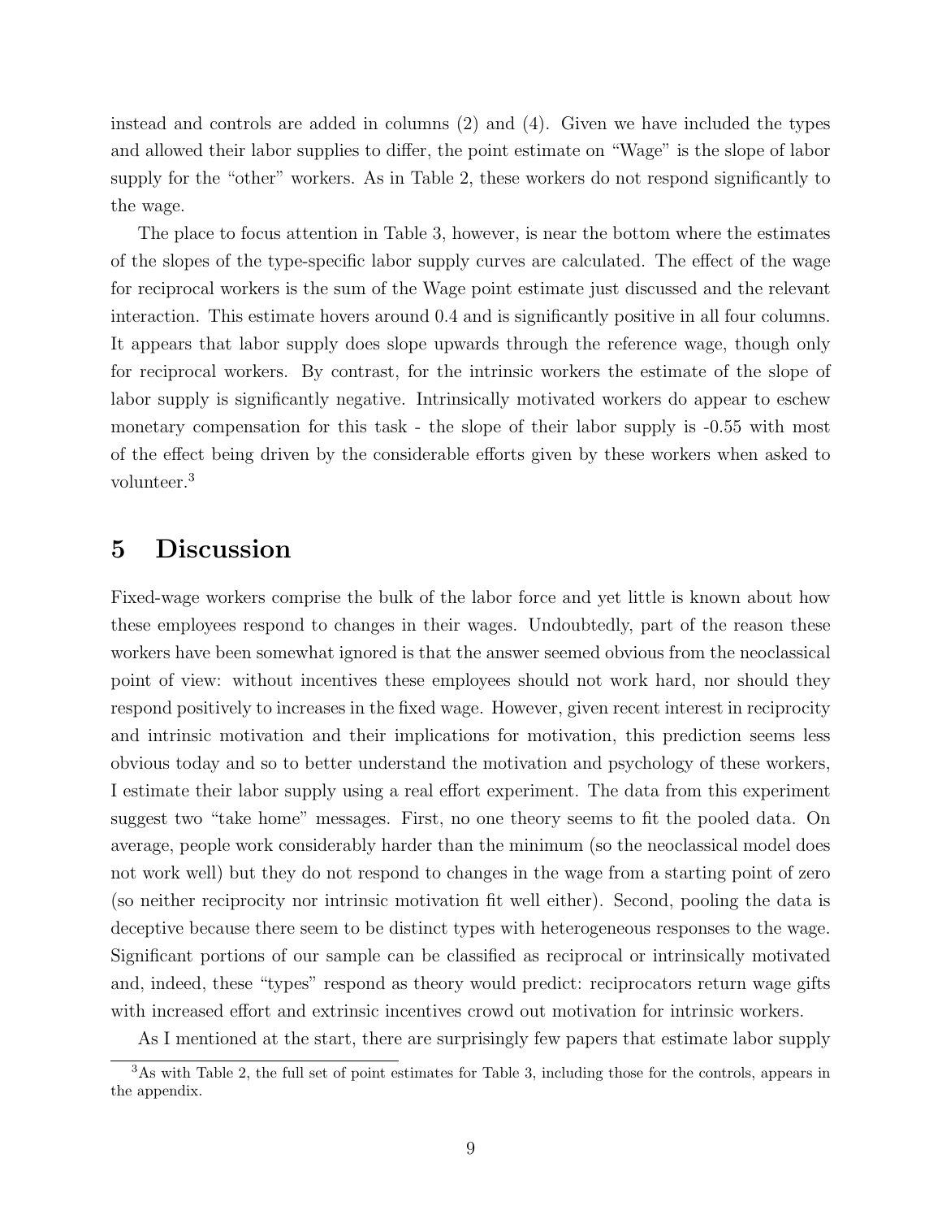instead and controls are added in columns (2) and (4). Given we have included the types and allowed their labor supplies to differ, the point estimate on "Wage" is the slope of labor supply for the "other" workers. As in Table 2, these workers do not respond significantly to the wage.

The place to focus attention in Table 3, however, is near the bottom where the estimates of the slopes of the type-specific labor supply curves are calculated. The effect of the wage for reciprocal workers is the sum of the Wage point estimate just discussed and the relevant interaction. This estimate hovers around 0.4 and is significantly positive in all four columns. It appears that labor supply does slope upwards through the reference wage, though only for reciprocal workers. By contrast, for the intrinsic workers the estimate of the slope of labor supply is significantly negative. Intrinsically motivated workers do appear to eschew monetary compensation for this task - the slope of their labor supply is -0.55 with most of the effect being driven by the considerable efforts given by these workers when asked to volunteer.[3]

# 5 Discussion

Fixed-wage workers comprise the bulk of the labor force and yet little is known about how these employees respond to changes in their wages. Undoubtedly, part of the reason these workers have been somewhat ignored is that the answer seemed obvious from the neoclassical point of view: without incentives these employees should not work hard, nor should they respond positively to increases in the fixed wage. However, given recent interest in reciprocity and intrinsic motivation and their implications for motivation, this prediction seems less obvious today and so to better understand the motivation and psychology of these workers, I estimate their labor supply using a real effort experiment. The data from this experiment suggest two "take home" messages. First, no one theory seems to fit the pooled data. On average, people work considerably harder than the minimum (so the neoclassical model does not work well) but they do not respond to changes in the wage from a starting point of zero (so neither reciprocity nor intrinsic motivation fit well either). Second, pooling the data is deceptive because there seem to be distinct types with heterogeneous responses to the wage. Significant portions of our sample can be classified as reciprocal or intrinsically motivated and, indeed, these "types" respond as theory would predict: reciprocators return wage gifts with increased effort and extrinsic incentives crowd out motivation for intrinsic workers.

As I mentioned at the start, there are surprisingly few papers that estimate labor supply

[3] As with Table 2, the full set of point estimates for Table 3, including those for the controls, appears in the appendix.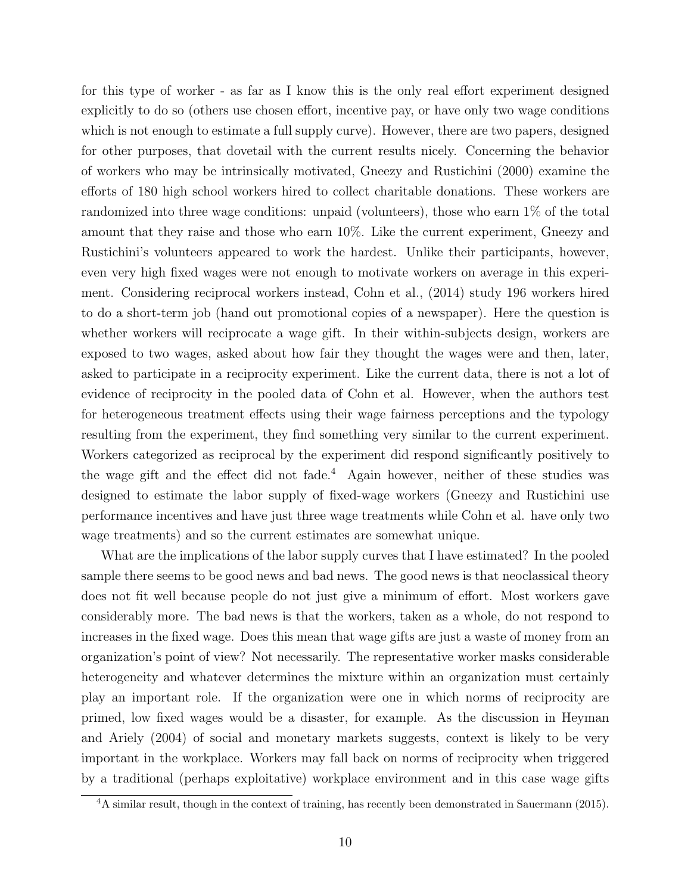for this type of worker - as far as I know this is the only real effort experiment designed explicitly to do so (others use chosen effort, incentive pay, or have only two wage conditions which is not enough to estimate a full supply curve). However, there are two papers, designed for other purposes, that dovetail with the current results nicely. Concerning the behavior of workers who may be intrinsically motivated, Gneezy and Rustichini (2000) examine the efforts of 180 high school workers hired to collect charitable donations. These workers are randomized into three wage conditions: unpaid (volunteers), those who earn 1% of the total amount that they raise and those who earn 10%. Like the current experiment, Gneezy and Rustichini's volunteers appeared to work the hardest. Unlike their participants, however, even very high fixed wages were not enough to motivate workers on average in this experiment. Considering reciprocal workers instead, Cohn et al., (2014) study 196 workers hired to do a short-term job (hand out promotional copies of a newspaper). Here the question is whether workers will reciprocate a wage gift. In their within-subjects design, workers are exposed to two wages, asked about how fair they thought the wages were and then, later, asked to participate in a reciprocity experiment. Like the current data, there is not a lot of evidence of reciprocity in the pooled data of Cohn et al. However, when the authors test for heterogeneous treatment effects using their wage fairness perceptions and the typology resulting from the experiment, they find something very similar to the current experiment. Workers categorized as reciprocal by the experiment did respond significantly positively to the wage gift and the effect did not fade.[4] Again however, neither of these studies was designed to estimate the labor supply of fixed-wage workers (Gneezy and Rustichini use performance incentives and have just three wage treatments while Cohn et al. have only two wage treatments) and so the current estimates are somewhat unique.

What are the implications of the labor supply curves that I have estimated? In the pooled sample there seems to be good news and bad news. The good news is that neoclassical theory does not fit well because people do not just give a minimum of effort. Most workers gave considerably more. The bad news is that the workers, taken as a whole, do not respond to increases in the fixed wage. Does this mean that wage gifts are just a waste of money from an organization's point of view? Not necessarily. The representative worker masks considerable heterogeneity and whatever determines the mixture within an organization must certainly play an important role. If the organization were one in which norms of reciprocity are primed, low fixed wages would be a disaster, for example. As the discussion in Heyman and Ariely (2004) of social and monetary markets suggests, context is likely to be very important in the workplace. Workers may fall back on norms of reciprocity when triggered by a traditional (perhaps exploitative) workplace environment and in this case wage gifts

[4] A similar result, though in the context of training, has recently been demonstrated in Sauermann (2015).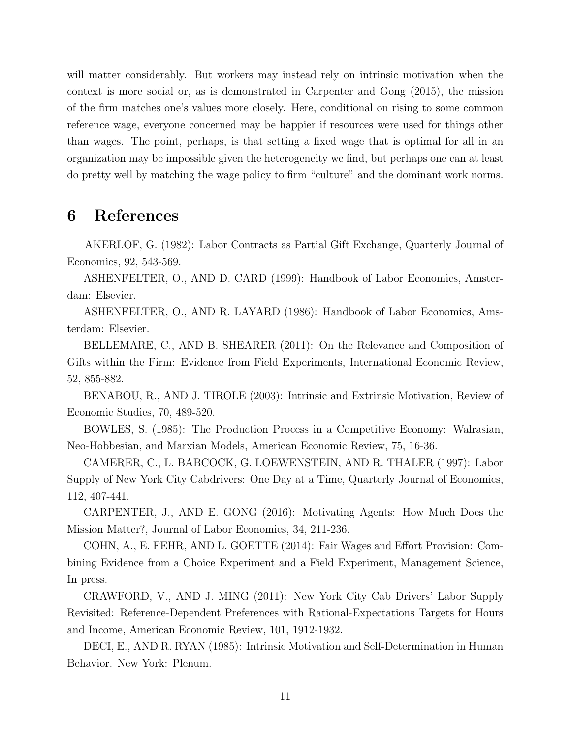will matter considerably. But workers may instead rely on intrinsic motivation when the context is more social or, as is demonstrated in Carpenter and Gong (2015), the mission of the firm matches one's values more closely. Here, conditional on rising to some common reference wage, everyone concerned may be happier if resources were used for things other than wages. The point, perhaps, is that setting a fixed wage that is optimal for all in an organization may be impossible given the heterogeneity we find, but perhaps one can at least do pretty well by matching the wage policy to firm "culture" and the dominant work norms.

# 6 References

AKERLOF, G. (1982): Labor Contracts as Partial Gift Exchange, Quarterly Journal of Economics, 92, 543-569.

ASHENFELTER, O., AND D. CARD (1999): Handbook of Labor Economics, Amsterdam: Elsevier.

ASHENFELTER, O., AND R. LAYARD (1986): Handbook of Labor Economics, Amsterdam: Elsevier.

BELLEMARE, C., AND B. SHEARER (2011): On the Relevance and Composition of Gifts within the Firm: Evidence from Field Experiments, International Economic Review, 52, 855-882.

BENABOU, R., AND J. TIROLE (2003): Intrinsic and Extrinsic Motivation, Review of Economic Studies, 70, 489-520.

BOWLES, S. (1985): The Production Process in a Competitive Economy: Walrasian, Neo-Hobbesian, and Marxian Models, American Economic Review, 75, 16-36.

CAMERER, C., L. BABCOCK, G. LOEWENSTEIN, AND R. THALER (1997): Labor Supply of New York City Cabdrivers: One Day at a Time, Quarterly Journal of Economics, 112, 407-441.

CARPENTER, J., AND E. GONG (2016): Motivating Agents: How Much Does the Mission Matter?, Journal of Labor Economics, 34, 211-236.

COHN, A., E. FEHR, AND L. GOETTE (2014): Fair Wages and Effort Provision: Combining Evidence from a Choice Experiment and a Field Experiment, Management Science, In press.

CRAWFORD, V., AND J. MING (2011): New York City Cab Drivers' Labor Supply Revisited: Reference-Dependent Preferences with Rational-Expectations Targets for Hours and Income, American Economic Review, 101, 1912-1932.

DECI, E., AND R. RYAN (1985): Intrinsic Motivation and Self-Determination in Human Behavior. New York: Plenum.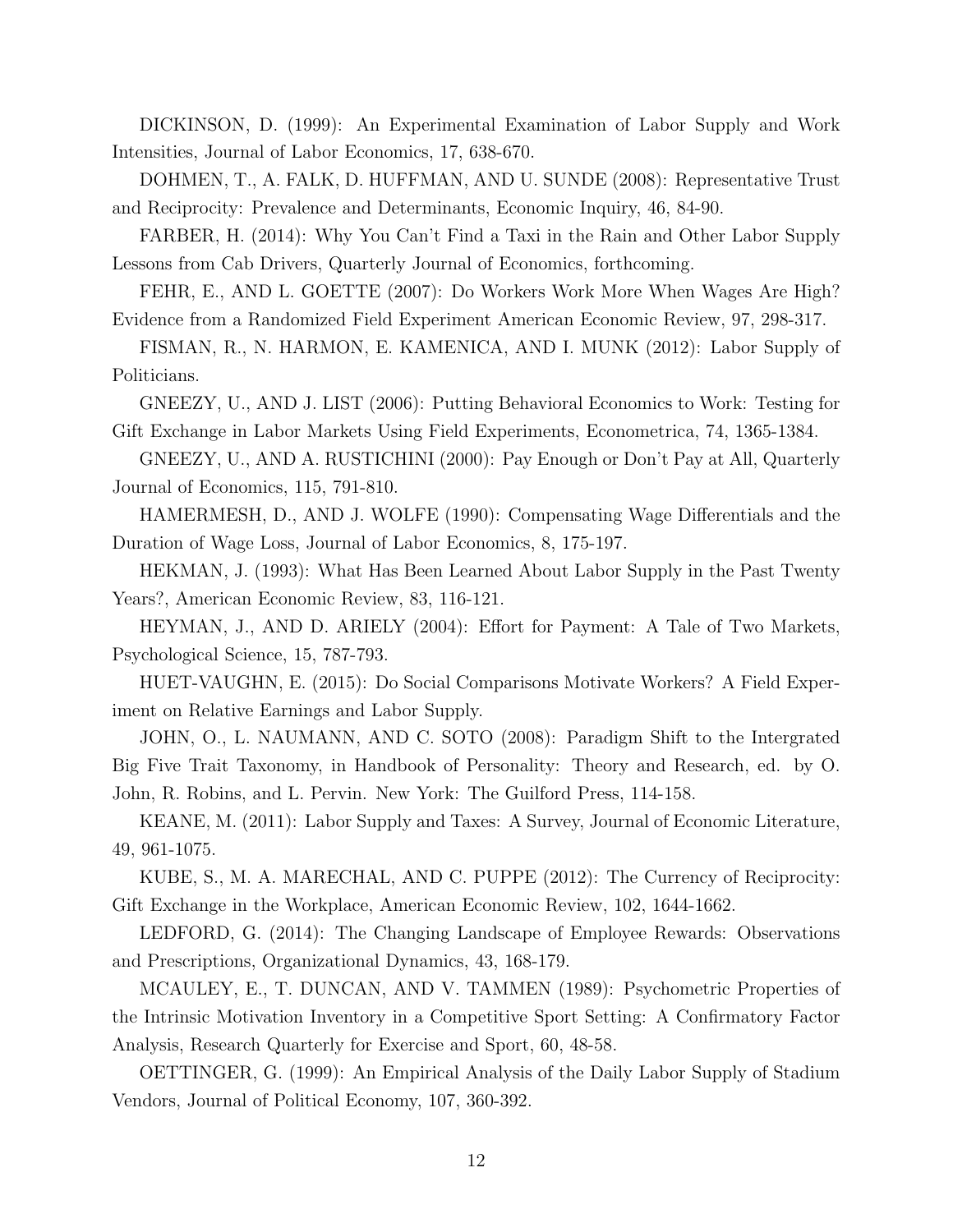DICKINSON, D. (1999): An Experimental Examination of Labor Supply and Work Intensities, Journal of Labor Economics, 17, 638-670.

DOHMEN, T., A. FALK, D. HUFFMAN, AND U. SUNDE (2008): Representative Trust and Reciprocity: Prevalence and Determinants, Economic Inquiry, 46, 84-90.

FARBER, H. (2014): Why You Can't Find a Taxi in the Rain and Other Labor Supply Lessons from Cab Drivers, Quarterly Journal of Economics, forthcoming.

FEHR, E., AND L. GOETTE (2007): Do Workers Work More When Wages Are High? Evidence from a Randomized Field Experiment American Economic Review, 97, 298-317.

FISMAN, R., N. HARMON, E. KAMENICA, AND I. MUNK (2012): Labor Supply of Politicians.

GNEEZY, U., AND J. LIST (2006): Putting Behavioral Economics to Work: Testing for Gift Exchange in Labor Markets Using Field Experiments, Econometrica, 74, 1365-1384.

GNEEZY, U., AND A. RUSTICHINI (2000): Pay Enough or Don't Pay at All, Quarterly Journal of Economics, 115, 791-810.

HAMERMESH, D., AND J. WOLFE (1990): Compensating Wage Differentials and the Duration of Wage Loss, Journal of Labor Economics, 8, 175-197.

HEKMAN, J. (1993): What Has Been Learned About Labor Supply in the Past Twenty Years?, American Economic Review, 83, 116-121.

HEYMAN, J., AND D. ARIELY (2004): Effort for Payment: A Tale of Two Markets, Psychological Science, 15, 787-793.

HUET-VAUGHN, E. (2015): Do Social Comparisons Motivate Workers? A Field Experiment on Relative Earnings and Labor Supply.

JOHN, O., L. NAUMANN, AND C. SOTO (2008): Paradigm Shift to the Intergrated Big Five Trait Taxonomy, in Handbook of Personality: Theory and Research, ed. by O. John, R. Robins, and L. Pervin. New York: The Guilford Press, 114-158.

KEANE, M. (2011): Labor Supply and Taxes: A Survey, Journal of Economic Literature, 49, 961-1075.

KUBE, S., M. A. MARECHAL, AND C. PUPPE (2012): The Currency of Reciprocity: Gift Exchange in the Workplace, American Economic Review, 102, 1644-1662.

LEDFORD, G. (2014): The Changing Landscape of Employee Rewards: Observations and Prescriptions, Organizational Dynamics, 43, 168-179.

MCAULEY, E., T. DUNCAN, AND V. TAMMEN (1989): Psychometric Properties of the Intrinsic Motivation Inventory in a Competitive Sport Setting: A Confirmatory Factor Analysis, Research Quarterly for Exercise and Sport, 60, 48-58.

OETTINGER, G. (1999): An Empirical Analysis of the Daily Labor Supply of Stadium Vendors, Journal of Political Economy, 107, 360-392.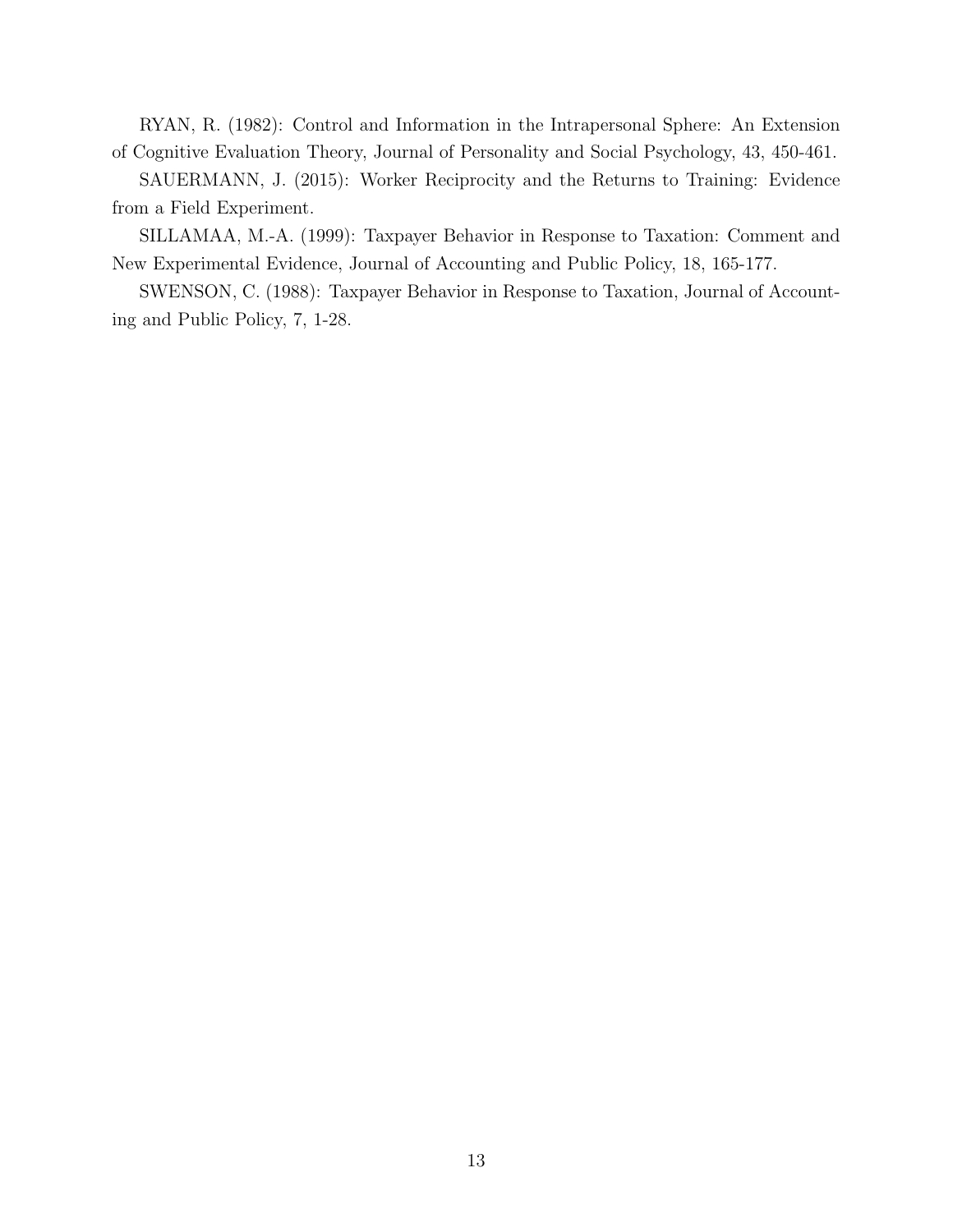RYAN, R. (1982): Control and Information in the Intrapersonal Sphere: An Extension of Cognitive Evaluation Theory, Journal of Personality and Social Psychology, 43, 450-461.

SAUERMANN, J. (2015): Worker Reciprocity and the Returns to Training: Evidence from a Field Experiment.

SILLAMAA, M.-A. (1999): Taxpayer Behavior in Response to Taxation: Comment and New Experimental Evidence, Journal of Accounting and Public Policy, 18, 165-177.

SWENSON, C. (1988): Taxpayer Behavior in Response to Taxation, Journal of Accounting and Public Policy, 7, 1-28.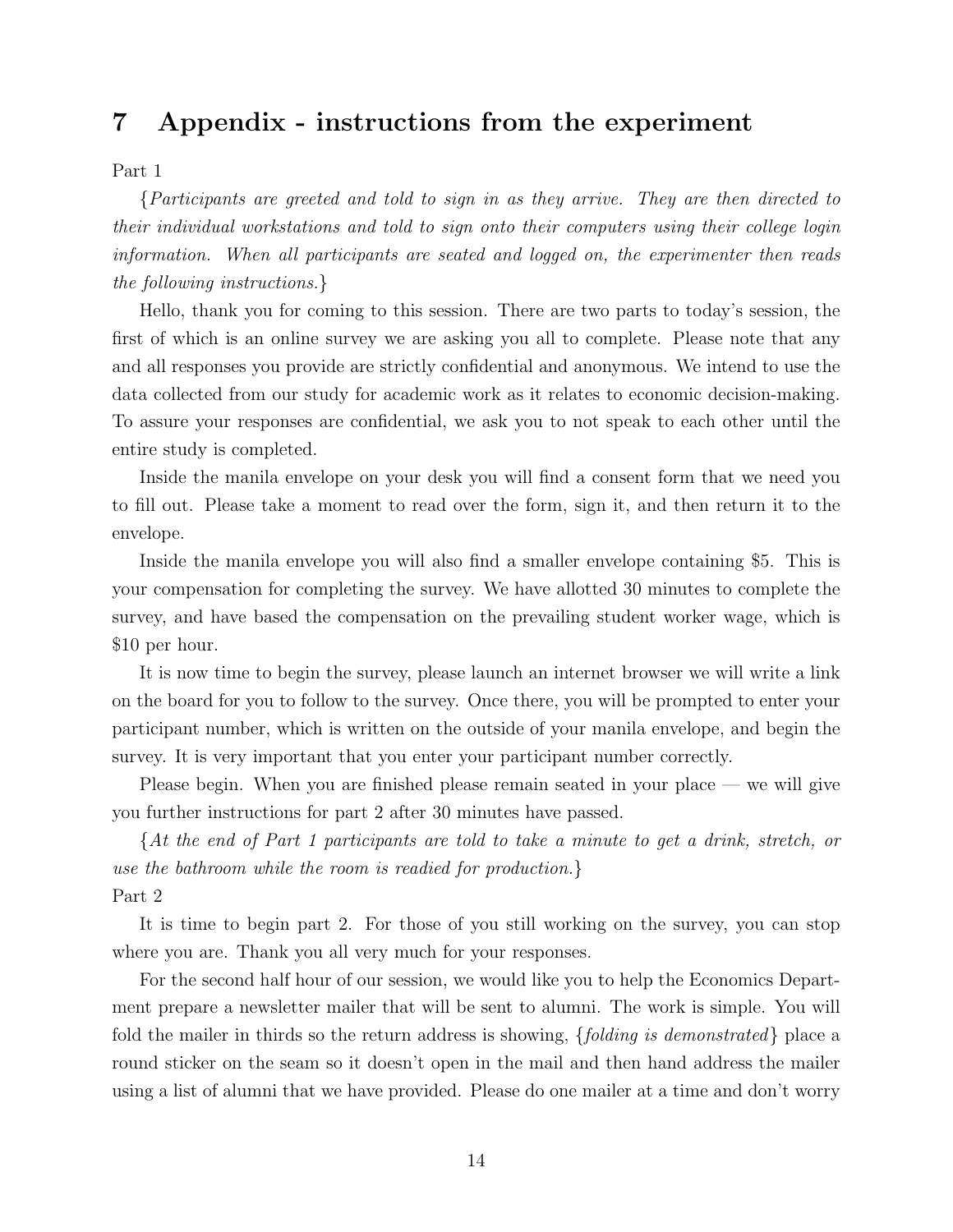# 7 Appendix - instructions from the experiment

Part 1

{*Participants are greeted and told to sign in as they arrive. They are then directed to their individual workstations and told to sign onto their computers using their college login information. When all participants are seated and logged on, the experimenter then reads the following instructions.*}

Hello, thank you for coming to this session. There are two parts to today's session, the first of which is an online survey we are asking you all to complete. Please note that any and all responses you provide are strictly confidential and anonymous. We intend to use the data collected from our study for academic work as it relates to economic decision-making. To assure your responses are confidential, we ask you to not speak to each other until the entire study is completed.

Inside the manila envelope on your desk you will find a consent form that we need you to fill out. Please take a moment to read over the form, sign it, and then return it to the envelope.

Inside the manila envelope you will also find a smaller envelope containing $5. This is your compensation for completing the survey. We have allotted 30 minutes to complete the survey, and have based the compensation on the prevailing student worker wage, which is $10 per hour.

It is now time to begin the survey, please launch an internet browser we will write a link on the board for you to follow to the survey. Once there, you will be prompted to enter your participant number, which is written on the outside of your manila envelope, and begin the survey. It is very important that you enter your participant number correctly.

Please begin. When you are finished please remain seated in your place — we will give you further instructions for part 2 after 30 minutes have passed.

{*At the end of Part 1 participants are told to take a minute to get a drink, stretch, or use the bathroom while the room is readied for production.*}

Part 2

It is time to begin part 2. For those of you still working on the survey, you can stop where you are. Thank you all very much for your responses.

For the second half hour of our session, we would like you to help the Economics Department prepare a newsletter mailer that will be sent to alumni. The work is simple. You will fold the mailer in thirds so the return address is showing, {*folding is demonstrated*} place a round sticker on the seam so it doesn't open in the mail and then hand address the mailer using a list of alumni that we have provided. Please do one mailer at a time and don't worry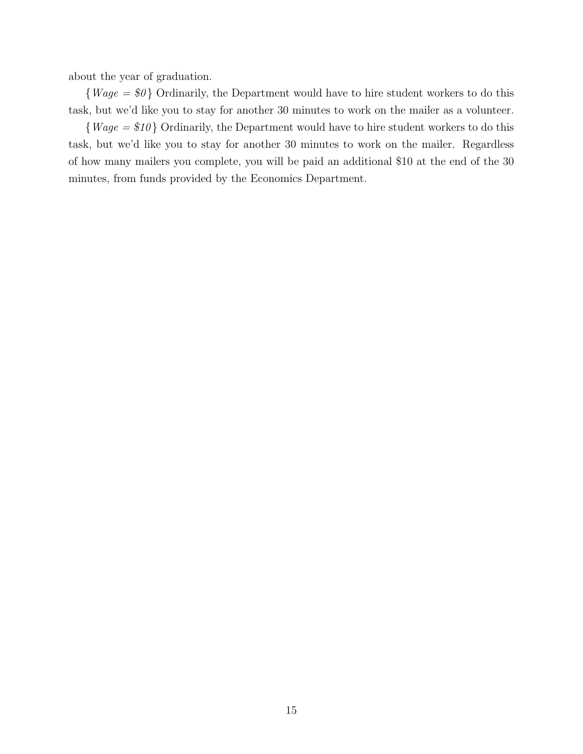about the year of graduation.

{*Wage = $0*} Ordinarily, the Department would have to hire student workers to do this task, but we'd like you to stay for another 30 minutes to work on the mailer as a volunteer.

{*Wage = $10*} Ordinarily, the Department would have to hire student workers to do this task, but we'd like you to stay for another 30 minutes to work on the mailer. Regardless of how many mailers you complete, you will be paid an additional $10 at the end of the 30 minutes, from funds provided by the Economics Department.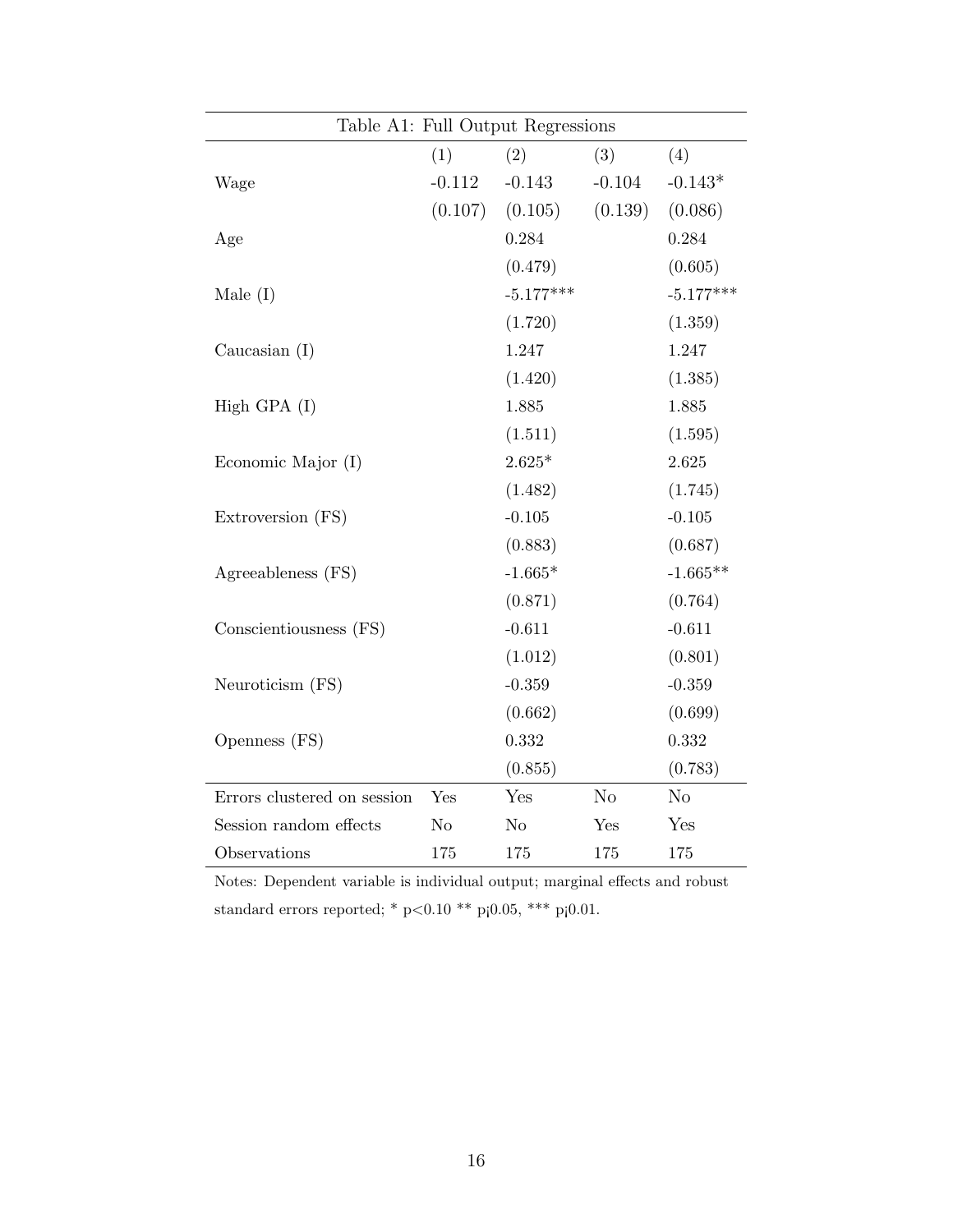Table A1: Full Output Regressions

| | (1) | (2) | (3) | (4) |
|---|---|---|---|---|
| Wage | -0.112 | -0.143 | -0.104 | -0.143* |
| | (0.107) | (0.105) | (0.139) | (0.086) |
| Age | | 0.284 | | 0.284 |
| | | (0.479) | | (0.605) |
| Male (I) | | -5.177*** | | -5.177*** |
| | | (1.720) | | (1.359) |
| Caucasian (I) | | 1.247 | | 1.247 |
| | | (1.420) | | (1.385) |
| High GPA (I) | | 1.885 | | 1.885 |
| | | (1.511) | | (1.595) |
| Economic Major (I) | | 2.625* | | 2.625 |
| | | (1.482) | | (1.745) |
| Extroversion (FS) | | -0.105 | | -0.105 |
| | | (0.883) | | (0.687) |
| Agreeableness (FS) | | -1.665* | | -1.665** |
| | | (0.871) | | (0.764) |
| Conscientiousness (FS) | | -0.611 | | -0.611 |
| | | (1.012) | | (0.801) |
| Neuroticism (FS) | | -0.359 | | -0.359 |
| | | (0.662) | | (0.699) |
| Openness (FS) | | 0.332 | | 0.332 |
| | | (0.855) | | (0.783) |
| Errors clustered on session | Yes | Yes | No | No |
| Session random effects | No | No | Yes | Yes |
| Observations | 175 | 175 | 175 | 175 |

Notes: Dependent variable is individual output; marginal effects and robust standard errors reported; * p<0.10 ** p¡0.05, *** p¡0.01.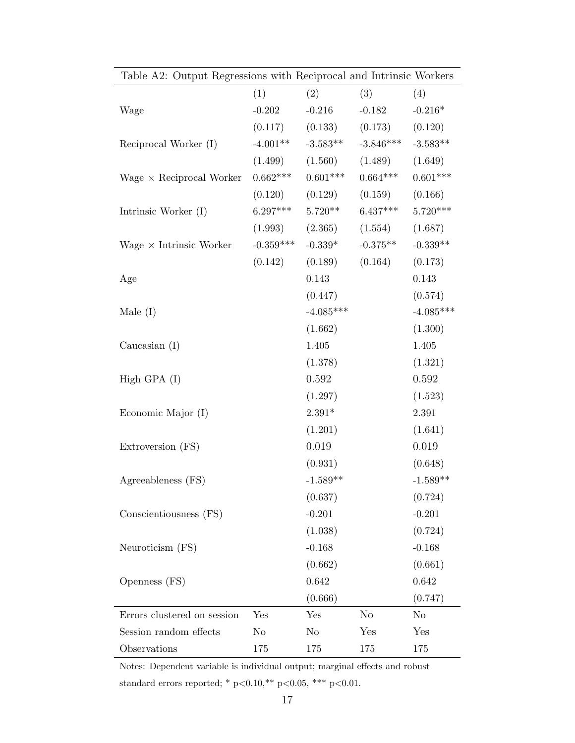Table A2: Output Regressions with Reciprocal and Intrinsic Workers

| | (1) | (2) | (3) | (4) |
|---|---|---|---|---|
| Wage | -0.202 | -0.216 | -0.182 | -0.216* |
| | (0.117) | (0.133) | (0.173) | (0.120) |
| Reciprocal Worker (I) | -4.001** | -3.583** | -3.846*** | -3.583** |
| | (1.499) | (1.560) | (1.489) | (1.649) |
| Wage × Reciprocal Worker | 0.662*** | 0.601*** | 0.664*** | 0.601*** |
| | (0.120) | (0.129) | (0.159) | (0.166) |
| Intrinsic Worker (I) | 6.297*** | 5.720** | 6.437*** | 5.720*** |
| | (1.993) | (2.365) | (1.554) | (1.687) |
| Wage × Intrinsic Worker | -0.359*** | -0.339* | -0.375** | -0.339** |
| | (0.142) | (0.189) | (0.164) | (0.173) |
| Age | | 0.143 | | 0.143 |
| | | (0.447) | | (0.574) |
| Male (I) | | -4.085*** | | -4.085*** |
| | | (1.662) | | (1.300) |
| Caucasian (I) | | 1.405 | | 1.405 |
| | | (1.378) | | (1.321) |
| High GPA (I) | | 0.592 | | 0.592 |
| | | (1.297) | | (1.523) |
| Economic Major (I) | | 2.391* | | 2.391 |
| | | (1.201) | | (1.641) |
| Extroversion (FS) | | 0.019 | | 0.019 |
| | | (0.931) | | (0.648) |
| Agreeableness (FS) | | -1.589** | | -1.589** |
| | | (0.637) | | (0.724) |
| Conscientiousness (FS) | | -0.201 | | -0.201 |
| | | (1.038) | | (0.724) |
| Neuroticism (FS) | | -0.168 | | -0.168 |
| | | (0.662) | | (0.661) |
| Openness (FS) | | 0.642 | | 0.642 |
| | | (0.666) | | (0.747) |
| Errors clustered on session | Yes | Yes | No | No |
| Session random effects | No | No | Yes | Yes |
| Observations | 175 | 175 | 175 | 175 |

Notes: Dependent variable is individual output; marginal effects and robust standard errors reported; * p<0.10,** p<0.05, *** p<0.01.